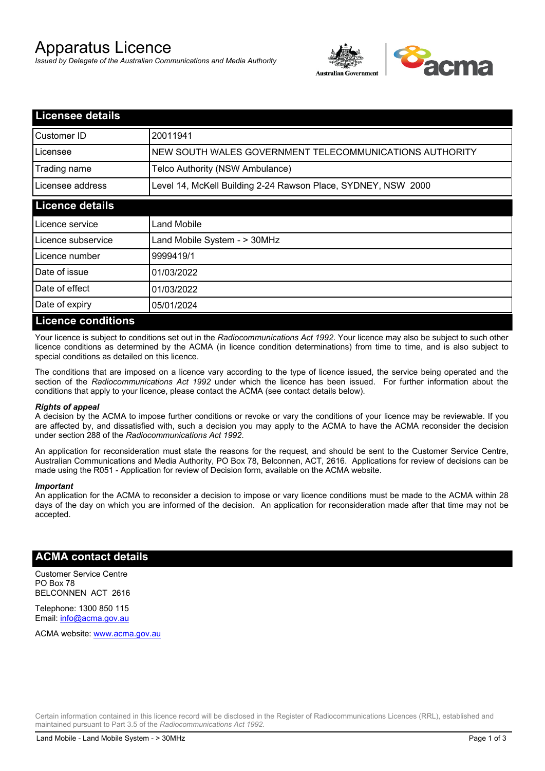# Apparatus Licence

*Issued by Delegate of the Australian Communications and Media Authority*

## Licensee details

| | |
|---|---|
| Customer ID | 20011941 |
| Licensee | NEW SOUTH WALES GOVERNMENT TELECOMMUNICATIONS AUTHORITY |
| Trading name | Telco Authority (NSW Ambulance) |
| Licensee address | Level 14, McKell Building 2-24 Rawson Place, SYDNEY, NSW 2000 |

## Licence details

| | |
|---|---|
| Licence service | Land Mobile |
| Licence subservice | Land Mobile System - > 30MHz |
| Licence number | 9999419/1 |
| Date of issue | 01/03/2022 |
| Date of effect | 01/03/2022 |
| Date of expiry | 05/01/2024 |

## Licence conditions

Your licence is subject to conditions set out in the *Radiocommunications Act 1992*. Your licence may also be subject to such other licence conditions as determined by the ACMA (in licence condition determinations) from time to time, and is also subject to special conditions as detailed on this licence.

The conditions that are imposed on a licence vary according to the type of licence issued, the service being operated and the section of the *Radiocommunications Act 1992* under which the licence has been issued. For further information about the conditions that apply to your licence, please contact the ACMA (see contact details below).

***Rights of appeal***

A decision by the ACMA to impose further conditions or revoke or vary the conditions of your licence may be reviewable. If you are affected by, and dissatisfied with, such a decision you may apply to the ACMA to have the ACMA reconsider the decision under section 288 of the *Radiocommunications Act 1992*.

An application for reconsideration must state the reasons for the request, and should be sent to the Customer Service Centre, Australian Communications and Media Authority, PO Box 78, Belconnen, ACT, 2616. Applications for review of decisions can be made using the R051 - Application for review of Decision form, available on the ACMA website.

***Important***

An application for the ACMA to reconsider a decision to impose or vary licence conditions must be made to the ACMA within 28 days of the day on which you are informed of the decision. An application for reconsideration made after that time may not be accepted.

## ACMA contact details

Customer Service Centre
PO Box 78
BELCONNEN ACT 2616

Telephone: 1300 850 115
Email: info@acma.gov.au

ACMA website: www.acma.gov.au

Certain information contained in this licence record will be disclosed in the Register of Radiocommunications Licences (RRL), established and maintained pursuant to Part 3.5 of the *Radiocommunications Act 1992.*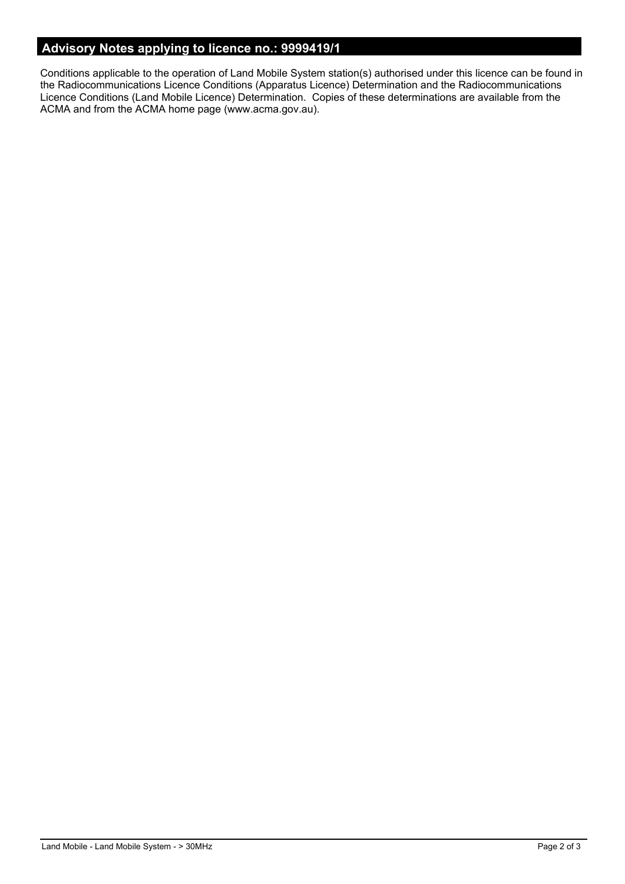## Advisory Notes applying to licence no.: 9999419/1

Conditions applicable to the operation of Land Mobile System station(s) authorised under this licence can be found in the Radiocommunications Licence Conditions (Apparatus Licence) Determination and the Radiocommunications Licence Conditions (Land Mobile Licence) Determination. Copies of these determinations are available from the ACMA and from the ACMA home page (www.acma.gov.au).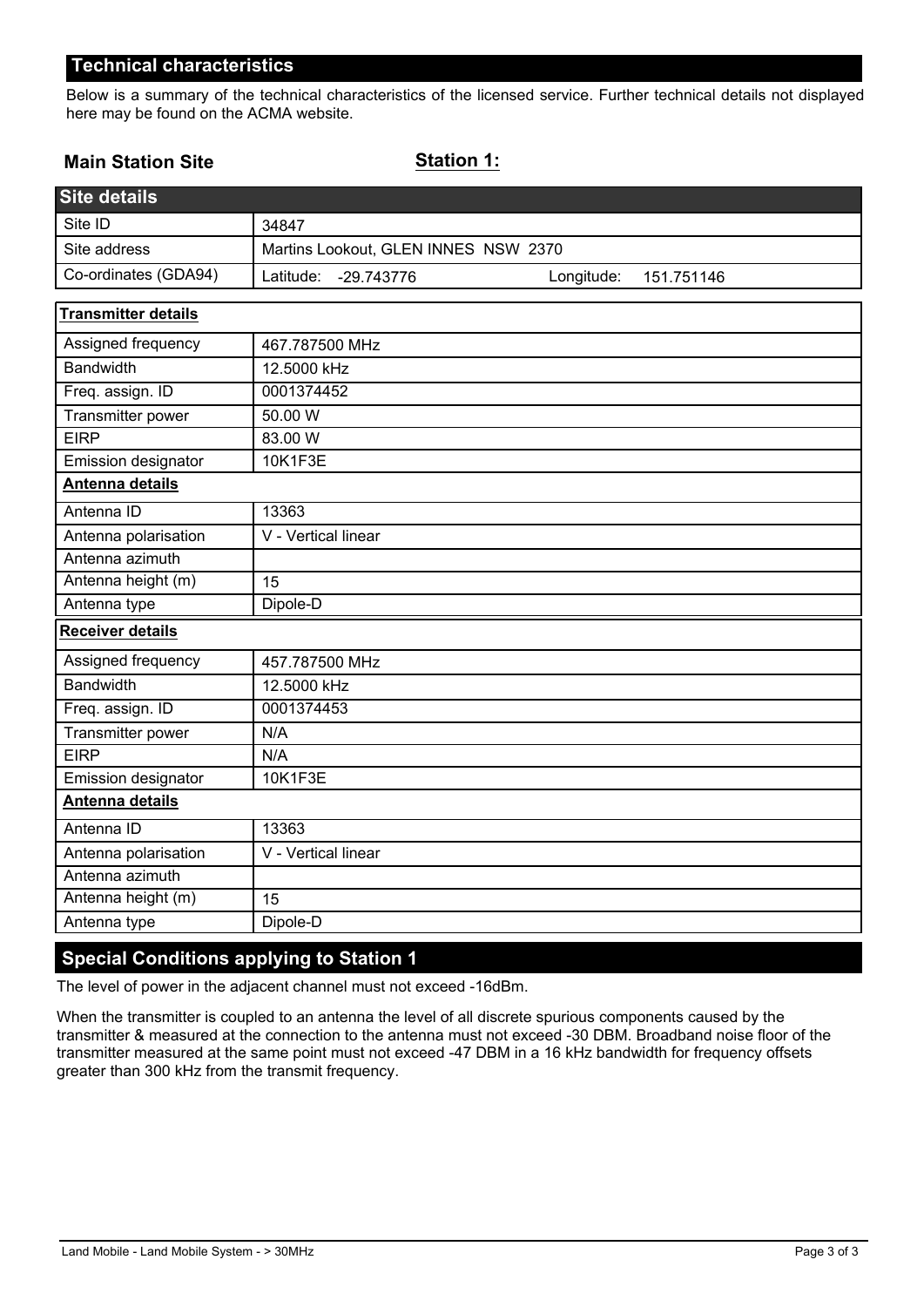## Technical characteristics

Below is a summary of the technical characteristics of the licensed service. Further technical details not displayed here may be found on the ACMA website.

**Main Station Site** **Station 1:**

| Site details | |
|---|---|
| Site ID | 34847 |
| Site address | Martins Lookout, GLEN INNES NSW 2370 |
| Co-ordinates (GDA94) | Latitude: -29.743776 Longitude: 151.751146 |

| **Transmitter details** | |
|---|---|
| Assigned frequency | 467.787500 MHz |
| Bandwidth | 12.5000 kHz |
| Freq. assign. ID | 0001374452 |
| Transmitter power | 50.00 W |
| EIRP | 83.00 W |
| Emission designator | 10K1F3E |
| **Antenna details** | |
| Antenna ID | 13363 |
| Antenna polarisation | V - Vertical linear |
| Antenna azimuth | |
| Antenna height (m) | 15 |
| Antenna type | Dipole-D |
| **Receiver details** | |
| Assigned frequency | 457.787500 MHz |
| Bandwidth | 12.5000 kHz |
| Freq. assign. ID | 0001374453 |
| Transmitter power | N/A |
| EIRP | N/A |
| Emission designator | 10K1F3E |
| **Antenna details** | |
| Antenna ID | 13363 |
| Antenna polarisation | V - Vertical linear |
| Antenna azimuth | |
| Antenna height (m) | 15 |
| Antenna type | Dipole-D |

## Special Conditions applying to Station 1

The level of power in the adjacent channel must not exceed -16dBm.

When the transmitter is coupled to an antenna the level of all discrete spurious components caused by the transmitter & measured at the connection to the antenna must not exceed -30 DBM. Broadband noise floor of the transmitter measured at the same point must not exceed -47 DBM in a 16 kHz bandwidth for frequency offsets greater than 300 kHz from the transmit frequency.